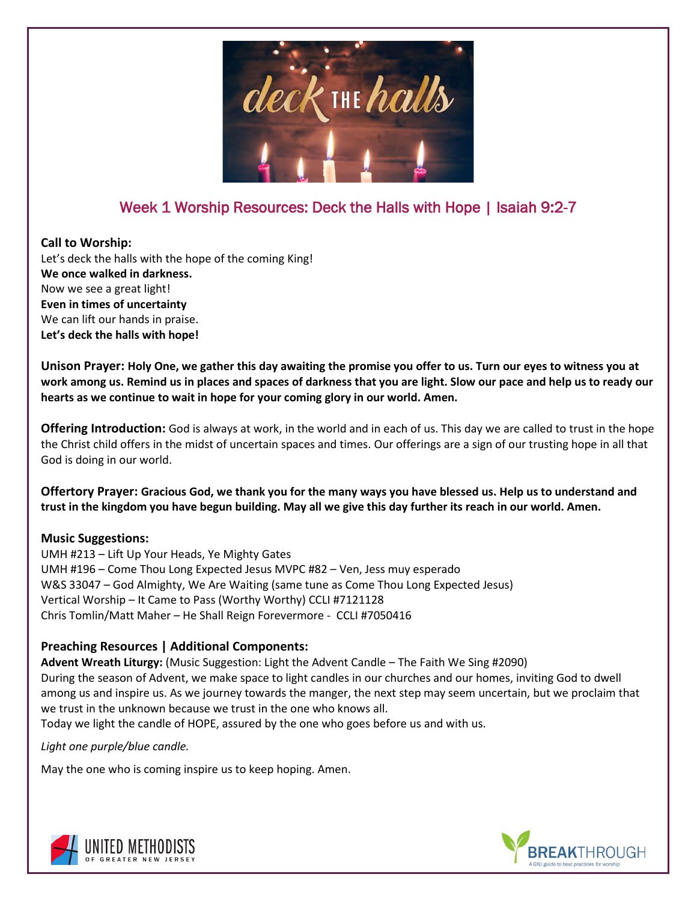## Week 1 Worship Resources: Deck the Halls with Hope | Isaiah 9:2-7

**Call to Worship:**
Let's deck the halls with the hope of the coming King!
**We once walked in darkness.**
Now we see a great light!
**Even in times of uncertainty**
We can lift our hands in praise.
**Let's deck the halls with hope!**

**Unison Prayer: Holy One, we gather this day awaiting the promise you offer to us. Turn our eyes to witness you at work among us. Remind us in places and spaces of darkness that you are light. Slow our pace and help us to ready our hearts as we continue to wait in hope for your coming glory in our world. Amen.**

**Offering Introduction:** God is always at work, in the world and in each of us. This day we are called to trust in the hope the Christ child offers in the midst of uncertain spaces and times. Our offerings are a sign of our trusting hope in all that God is doing in our world.

**Offertory Prayer: Gracious God, we thank you for the many ways you have blessed us. Help us to understand and trust in the kingdom you have begun building. May all we give this day further its reach in our world. Amen.**

**Music Suggestions:**
UMH #213 – Lift Up Your Heads, Ye Mighty Gates
UMH #196 – Come Thou Long Expected Jesus MVPC #82 – Ven, Jess muy esperado
W&S 33047 – God Almighty, We Are Waiting (same tune as Come Thou Long Expected Jesus)
Vertical Worship – It Came to Pass (Worthy Worthy) CCLI #7121128
Chris Tomlin/Matt Maher – He Shall Reign Forevermore - CCLI #7050416

**Preaching Resources | Additional Components:**
**Advent Wreath Liturgy:** (Music Suggestion: Light the Advent Candle – The Faith We Sing #2090)
During the season of Advent, we make space to light candles in our churches and our homes, inviting God to dwell among us and inspire us. As we journey towards the manger, the next step may seem uncertain, but we proclaim that we trust in the unknown because we trust in the one who knows all.
Today we light the candle of HOPE, assured by the one who goes before us and with us.

*Light one purple/blue candle.*

May the one who is coming inspire us to keep hoping. Amen.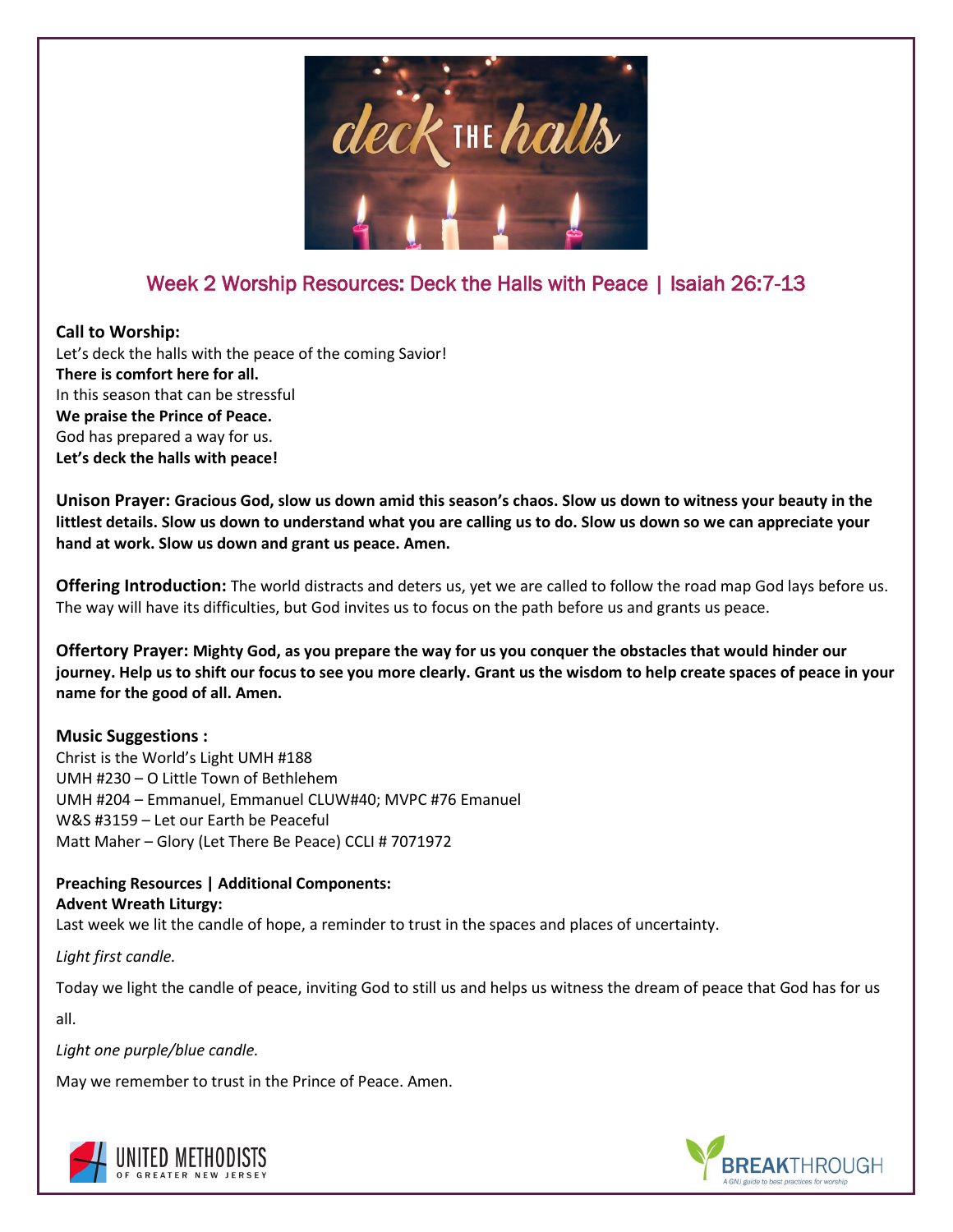## Week 2 Worship Resources: Deck the Halls with Peace | Isaiah 26:7-13

**Call to Worship:**
Let's deck the halls with the peace of the coming Savior!
**There is comfort here for all.**
In this season that can be stressful
**We praise the Prince of Peace.**
God has prepared a way for us.
**Let's deck the halls with peace!**

**Unison Prayer: Gracious God, slow us down amid this season's chaos. Slow us down to witness your beauty in the littlest details. Slow us down to understand what you are calling us to do. Slow us down so we can appreciate your hand at work. Slow us down and grant us peace. Amen.**

**Offering Introduction:** The world distracts and deters us, yet we are called to follow the road map God lays before us. The way will have its difficulties, but God invites us to focus on the path before us and grants us peace.

**Offertory Prayer: Mighty God, as you prepare the way for us you conquer the obstacles that would hinder our journey. Help us to shift our focus to see you more clearly. Grant us the wisdom to help create spaces of peace in your name for the good of all. Amen.**

**Music Suggestions :**
Christ is the World's Light UMH #188
UMH #230 – O Little Town of Bethlehem
UMH #204 – Emmanuel, Emmanuel CLUW#40; MVPC #76 Emanuel
W&S #3159 – Let our Earth be Peaceful
Matt Maher – Glory (Let There Be Peace) CCLI # 7071972

**Preaching Resources | Additional Components:**
**Advent Wreath Liturgy:**
Last week we lit the candle of hope, a reminder to trust in the spaces and places of uncertainty.

*Light first candle.*

Today we light the candle of peace, inviting God to still us and helps us witness the dream of peace that God has for us all.

*Light one purple/blue candle.*

May we remember to trust in the Prince of Peace. Amen.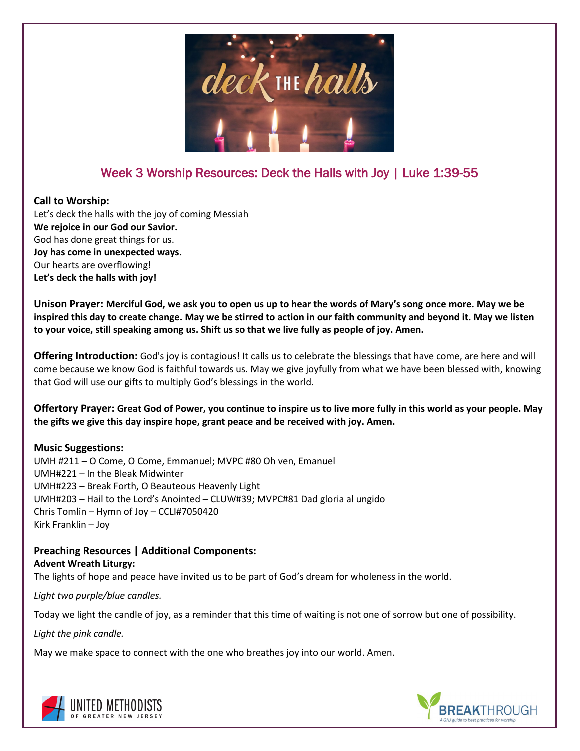## Week 3 Worship Resources: Deck the Halls with Joy | Luke 1:39-55

**Call to Worship:**
Let's deck the halls with the joy of coming Messiah
**We rejoice in our God our Savior.**
God has done great things for us.
**Joy has come in unexpected ways.**
Our hearts are overflowing!
**Let's deck the halls with joy!**

**Unison Prayer: Merciful God, we ask you to open us up to hear the words of Mary's song once more. May we be inspired this day to create change. May we be stirred to action in our faith community and beyond it. May we listen to your voice, still speaking among us. Shift us so that we live fully as people of joy. Amen.**

**Offering Introduction:** God's joy is contagious! It calls us to celebrate the blessings that have come, are here and will come because we know God is faithful towards us. May we give joyfully from what we have been blessed with, knowing that God will use our gifts to multiply God's blessings in the world.

**Offertory Prayer: Great God of Power, you continue to inspire us to live more fully in this world as your people. May the gifts we give this day inspire hope, grant peace and be received with joy. Amen.**

**Music Suggestions:**
UMH #211 – O Come, O Come, Emmanuel; MVPC #80 Oh ven, Emanuel
UMH#221 – In the Bleak Midwinter
UMH#223 – Break Forth, O Beauteous Heavenly Light
UMH#203 – Hail to the Lord's Anointed – CLUW#39; MVPC#81 Dad gloria al ungido
Chris Tomlin – Hymn of Joy – CCLI#7050420
Kirk Franklin – Joy

**Preaching Resources | Additional Components:**
**Advent Wreath Liturgy:**
The lights of hope and peace have invited us to be part of God's dream for wholeness in the world.

*Light two purple/blue candles.*

Today we light the candle of joy, as a reminder that this time of waiting is not one of sorrow but one of possibility.

*Light the pink candle.*

May we make space to connect with the one who breathes joy into our world. Amen.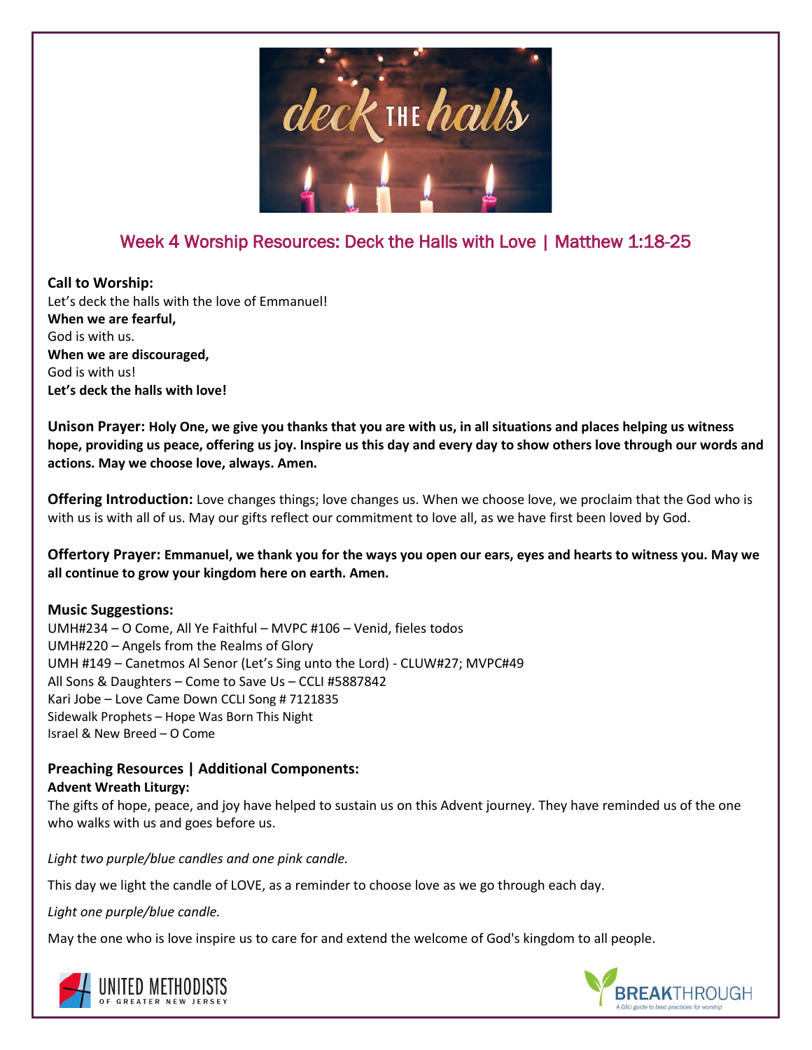## Week 4 Worship Resources: Deck the Halls with Love | Matthew 1:18-25

**Call to Worship:**
Let's deck the halls with the love of Emmanuel!
**When we are fearful,**
God is with us.
**When we are discouraged,**
God is with us!
**Let's deck the halls with love!**

**Unison Prayer: Holy One, we give you thanks that you are with us, in all situations and places helping us witness hope, providing us peace, offering us joy. Inspire us this day and every day to show others love through our words and actions. May we choose love, always. Amen.**

**Offering Introduction:** Love changes things; love changes us. When we choose love, we proclaim that the God who is with us is with all of us. May our gifts reflect our commitment to love all, as we have first been loved by God.

**Offertory Prayer: Emmanuel, we thank you for the ways you open our ears, eyes and hearts to witness you. May we all continue to grow your kingdom here on earth. Amen.**

**Music Suggestions:**
UMH#234 – O Come, All Ye Faithful – MVPC #106 – Venid, fieles todos
UMH#220 – Angels from the Realms of Glory
UMH #149 – Canetmos Al Senor (Let's Sing unto the Lord) - CLUW#27; MVPC#49
All Sons & Daughters – Come to Save Us – CCLI #5887842
Kari Jobe – Love Came Down CCLI Song # 7121835
Sidewalk Prophets – Hope Was Born This Night
Israel & New Breed – O Come

**Preaching Resources | Additional Components:**
**Advent Wreath Liturgy:**
The gifts of hope, peace, and joy have helped to sustain us on this Advent journey. They have reminded us of the one who walks with us and goes before us.

*Light two purple/blue candles and one pink candle.*

This day we light the candle of LOVE, as a reminder to choose love as we go through each day.

*Light one purple/blue candle.*

May the one who is love inspire us to care for and extend the welcome of God's kingdom to all people.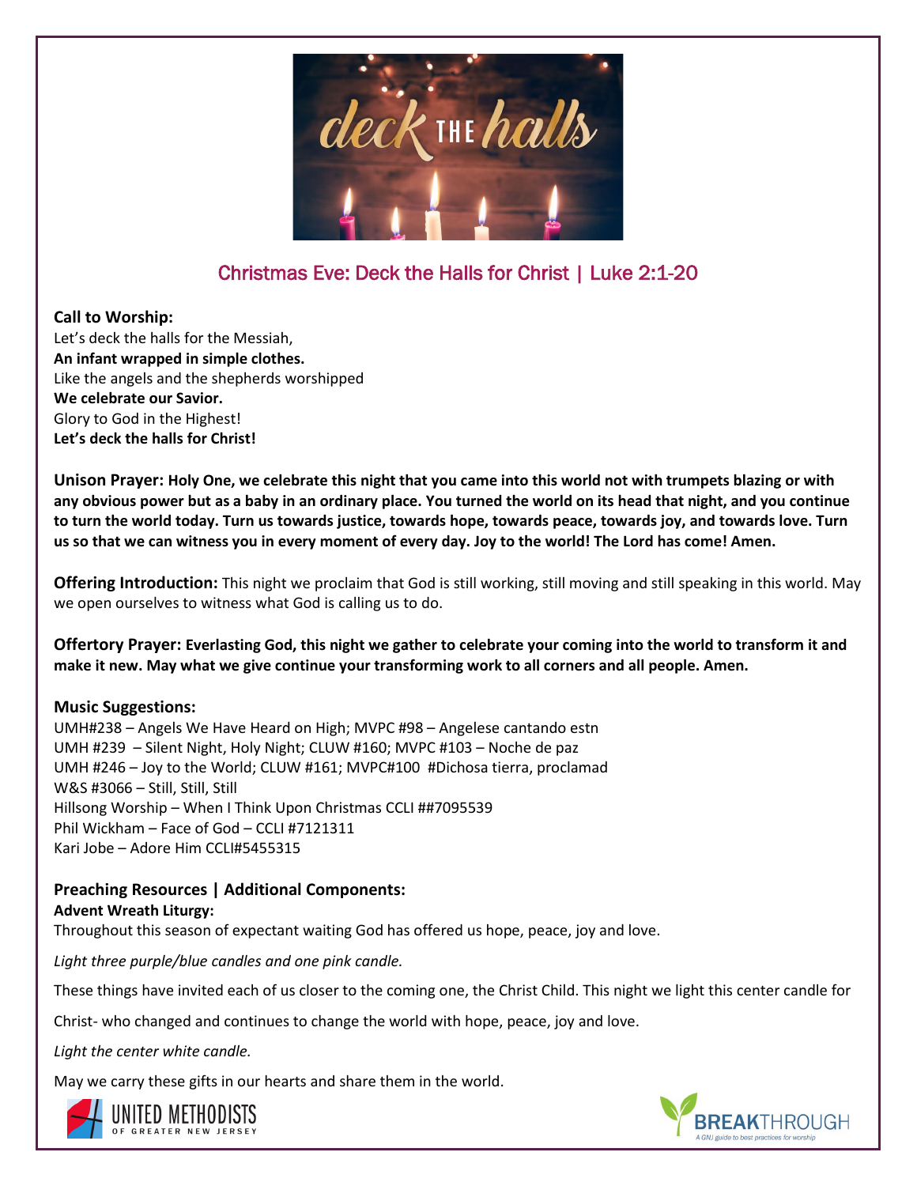## Christmas Eve: Deck the Halls for Christ | Luke 2:1-20

**Call to Worship:**
Let's deck the halls for the Messiah,
**An infant wrapped in simple clothes.**
Like the angels and the shepherds worshipped
**We celebrate our Savior.**
Glory to God in the Highest!
**Let's deck the halls for Christ!**

**Unison Prayer: Holy One, we celebrate this night that you came into this world not with trumpets blazing or with any obvious power but as a baby in an ordinary place. You turned the world on its head that night, and you continue to turn the world today. Turn us towards justice, towards hope, towards peace, towards joy, and towards love. Turn us so that we can witness you in every moment of every day. Joy to the world! The Lord has come! Amen.**

**Offering Introduction:** This night we proclaim that God is still working, still moving and still speaking in this world. May we open ourselves to witness what God is calling us to do.

**Offertory Prayer: Everlasting God, this night we gather to celebrate your coming into the world to transform it and make it new. May what we give continue your transforming work to all corners and all people. Amen.**

**Music Suggestions:**
UMH#238 – Angels We Have Heard on High; MVPC #98 – Angelese cantando estn
UMH #239 – Silent Night, Holy Night; CLUW #160; MVPC #103 – Noche de paz
UMH #246 – Joy to the World; CLUW #161; MVPC#100 #Dichosa tierra, proclamad
W&S #3066 – Still, Still, Still
Hillsong Worship – When I Think Upon Christmas CCLI ##7095539
Phil Wickham – Face of God – CCLI #7121311
Kari Jobe – Adore Him CCLI#5455315

**Preaching Resources | Additional Components:**
**Advent Wreath Liturgy:**
Throughout this season of expectant waiting God has offered us hope, peace, joy and love.

*Light three purple/blue candles and one pink candle.*

These things have invited each of us closer to the coming one, the Christ Child. This night we light this center candle for Christ- who changed and continues to change the world with hope, peace, joy and love.

*Light the center white candle.*

May we carry these gifts in our hearts and share them in the world.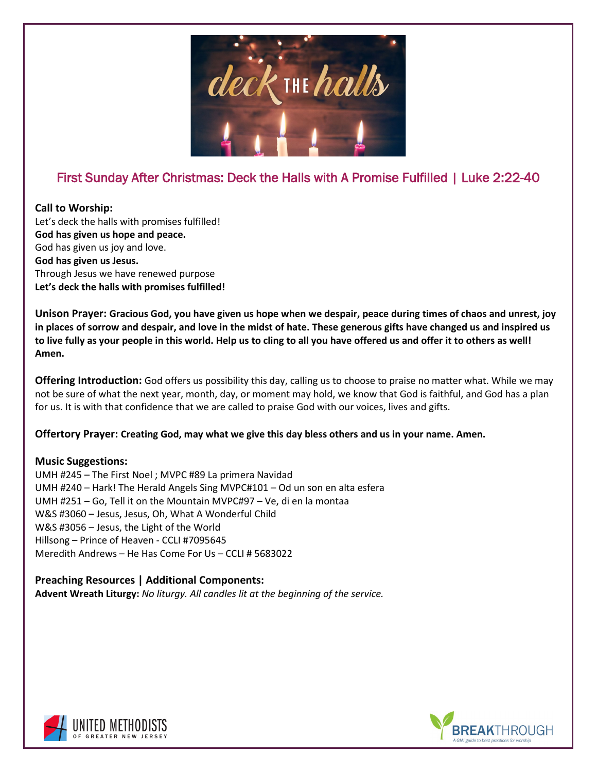## First Sunday After Christmas: Deck the Halls with A Promise Fulfilled | Luke 2:22-40

**Call to Worship:**
Let's deck the halls with promises fulfilled!
**God has given us hope and peace.**
God has given us joy and love.
**God has given us Jesus.**
Through Jesus we have renewed purpose
**Let's deck the halls with promises fulfilled!**

**Unison Prayer: Gracious God, you have given us hope when we despair, peace during times of chaos and unrest, joy in places of sorrow and despair, and love in the midst of hate. These generous gifts have changed us and inspired us to live fully as your people in this world. Help us to cling to all you have offered us and offer it to others as well! Amen.**

**Offering Introduction:** God offers us possibility this day, calling us to choose to praise no matter what. While we may not be sure of what the next year, month, day, or moment may hold, we know that God is faithful, and God has a plan for us. It is with that confidence that we are called to praise God with our voices, lives and gifts.

**Offertory Prayer: Creating God, may what we give this day bless others and us in your name. Amen.**

**Music Suggestions:**
UMH #245 – The First Noel ; MVPC #89 La primera Navidad
UMH #240 – Hark! The Herald Angels Sing MVPC#101 – Od un son en alta esfera
UMH #251 – Go, Tell it on the Mountain MVPC#97 – Ve, di en la montaa
W&S #3060 – Jesus, Jesus, Oh, What A Wonderful Child
W&S #3056 – Jesus, the Light of the World
Hillsong – Prince of Heaven - CCLI #7095645
Meredith Andrews – He Has Come For Us – CCLI # 5683022

**Preaching Resources | Additional Components:**
**Advent Wreath Liturgy:** *No liturgy. All candles lit at the beginning of the service.*